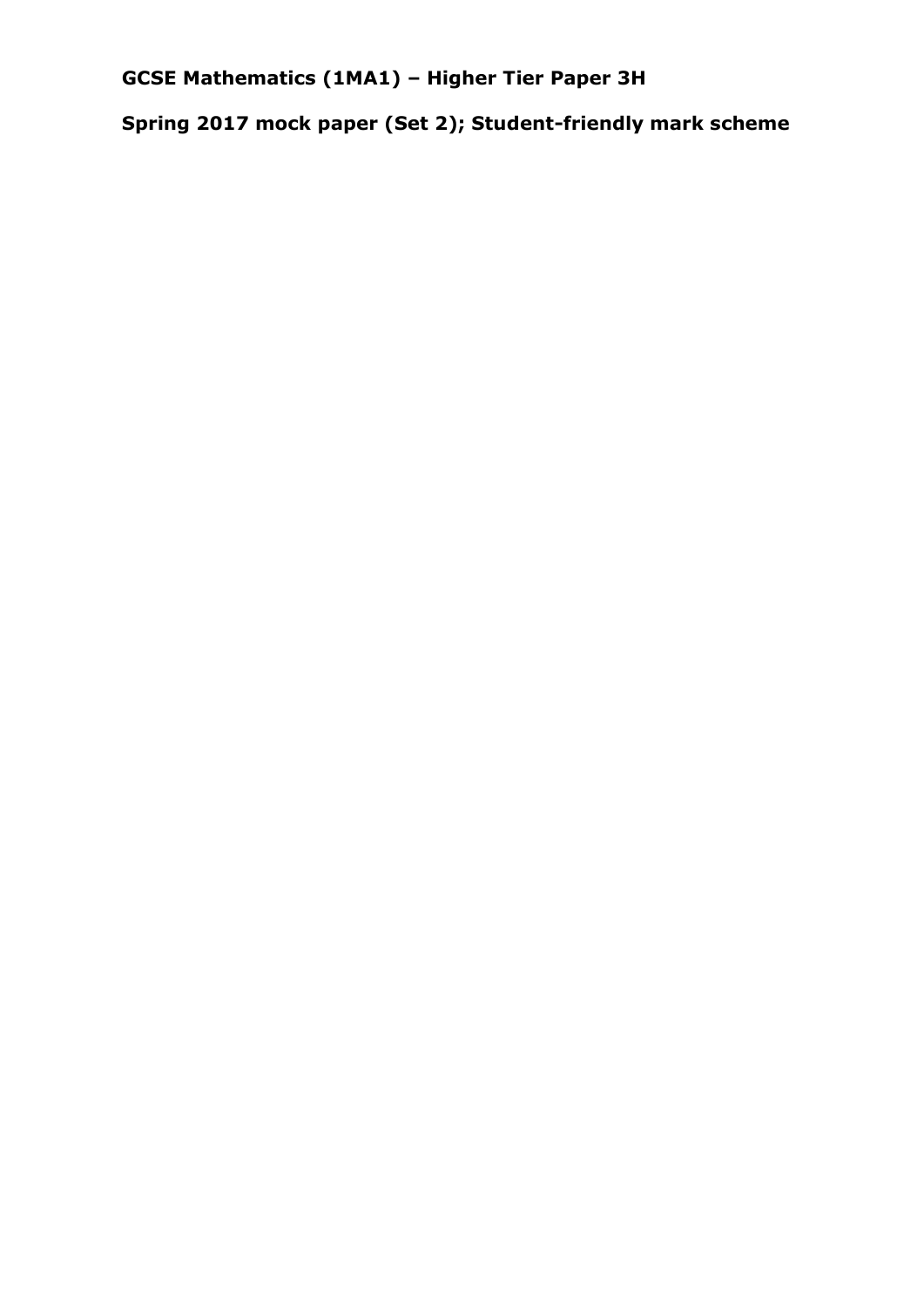**GCSE Mathematics (1MA1) – Higher Tier Paper 3H**

**Spring 2017 mock paper (Set 2); Student-friendly mark scheme**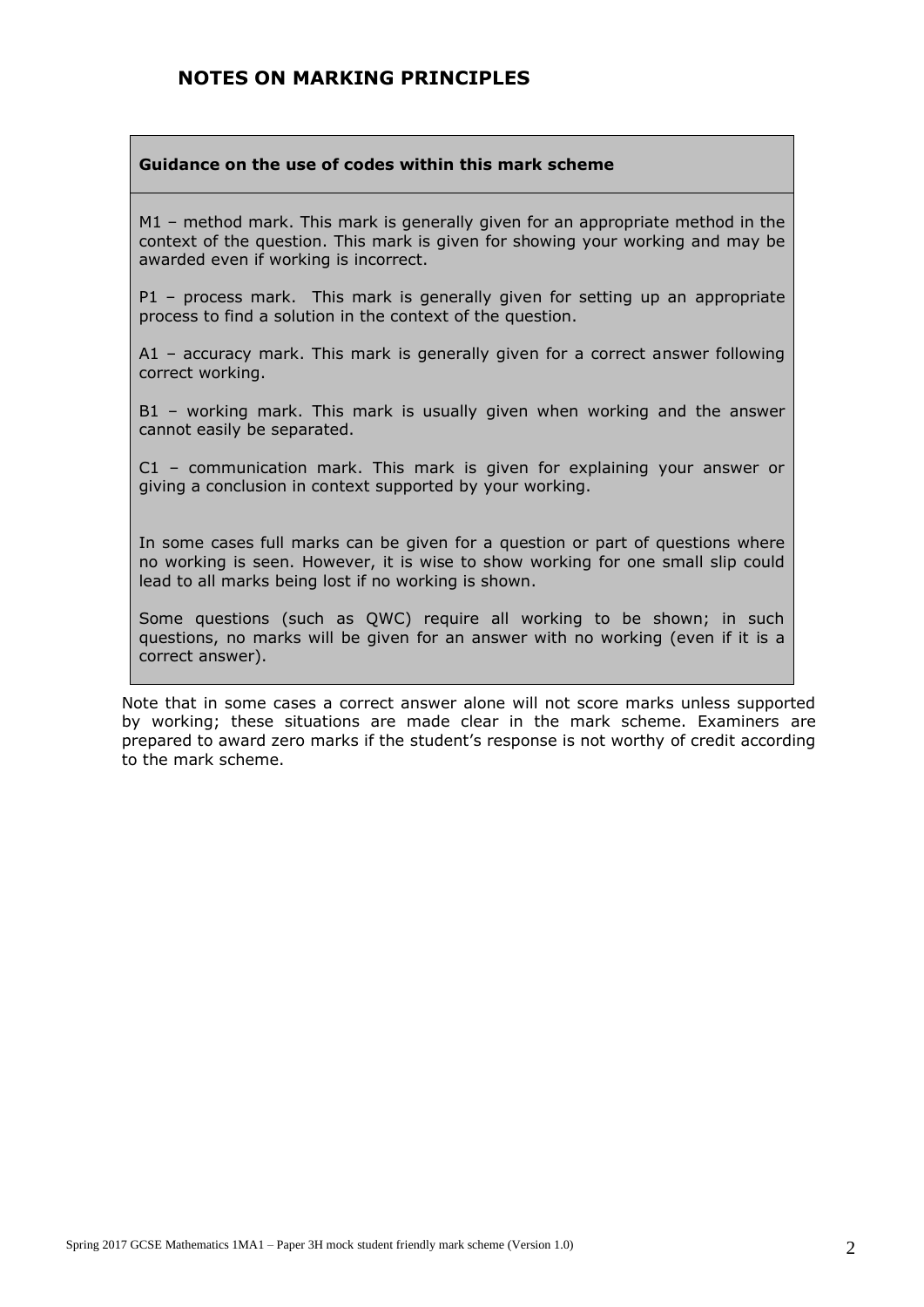## NOTES ON MARKING PRINCIPLES

**Guidance on the use of codes within this mark scheme**

M1 – method mark. This mark is generally given for an appropriate method in the context of the question. This mark is given for showing your working and may be awarded even if working is incorrect.

P1 – process mark. This mark is generally given for setting up an appropriate process to find a solution in the context of the question.

A1 – accuracy mark. This mark is generally given for a correct answer following correct working.

B1 – working mark. This mark is usually given when working and the answer cannot easily be separated.

C1 – communication mark. This mark is given for explaining your answer or giving a conclusion in context supported by your working.

In some cases full marks can be given for a question or part of questions where no working is seen. However, it is wise to show working for one small slip could lead to all marks being lost if no working is shown.

Some questions (such as QWC) require all working to be shown; in such questions, no marks will be given for an answer with no working (even if it is a correct answer).

Note that in some cases a correct answer alone will not score marks unless supported by working; these situations are made clear in the mark scheme. Examiners are prepared to award zero marks if the student's response is not worthy of credit according to the mark scheme.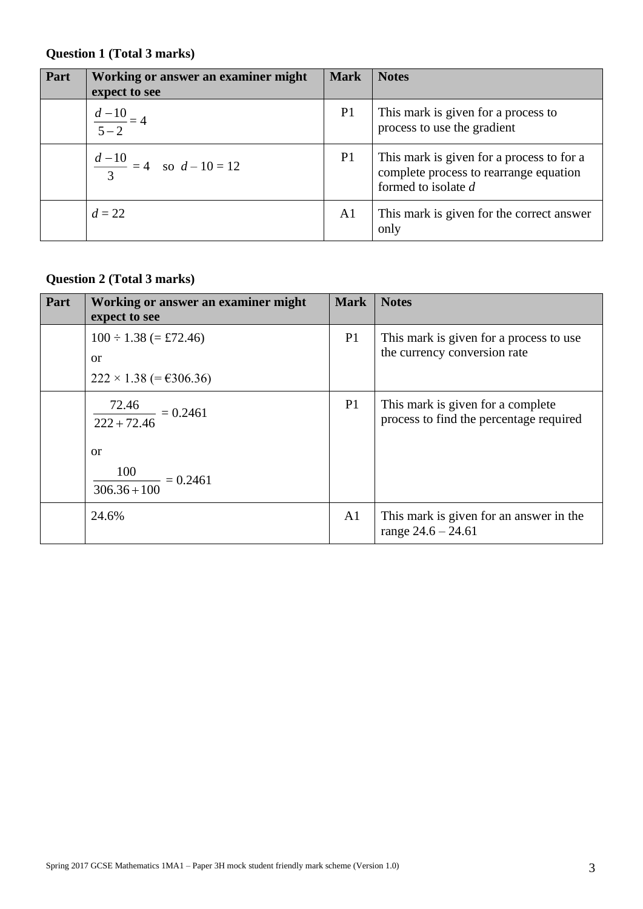**Question 1 (Total 3 marks)**

| Part | Working or answer an examiner might expect to see | Mark | Notes |
|---|---|---|---|
| | $\dfrac{d-10}{5-2}=4$ | P1 | This mark is given for a process to process to use the gradient |
| | $\dfrac{d-10}{3}=4$ so $d-10=12$ | P1 | This mark is given for a process to for a complete process to rearrange equation formed to isolate $d$ |
| | $d=22$ | A1 | This mark is given for the correct answer only |

**Question 2 (Total 3 marks)**

| Part | Working or answer an examiner might expect to see | Mark | Notes |
|---|---|---|---|
| | $100 \div 1.38$ (= £72.46)<br>or<br>$222 \times 1.38$ (= €306.36) | P1 | This mark is given for a process to use the currency conversion rate |
| | $\dfrac{72.46}{222+72.46}=0.2461$<br>or<br>$\dfrac{100}{306.36+100}=0.2461$ | P1 | This mark is given for a complete process to find the percentage required |
| | 24.6% | A1 | This mark is given for an answer in the range 24.6 – 24.61 |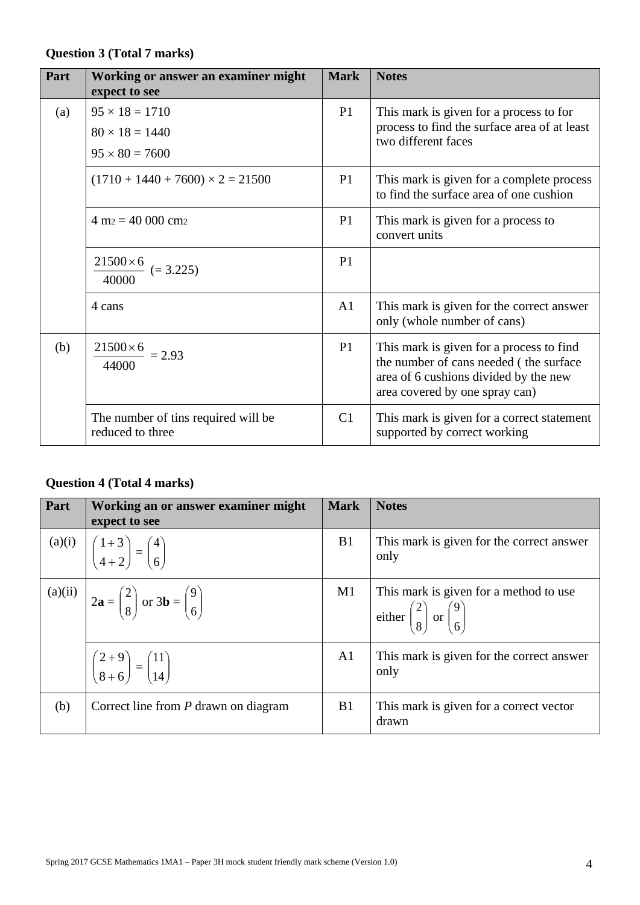**Question 3 (Total 7 marks)**

| Part | Working or answer an examiner might expect to see | Mark | Notes |
|---|---|---|---|
| (a) | $95 \times 18 = 1710$<br>$80 \times 18 = 1440$<br>$95 \times 80 = 7600$ | P1 | This mark is given for a process to for process to find the surface area of at least two different faces |
| | $(1710 + 1440 + 7600) \times 2 = 21500$ | P1 | This mark is given for a complete process to find the surface area of one cushion |
| | $4\ m^2 = 40\ 000\ cm^2$ | P1 | This mark is given for a process to convert units |
| | $\frac{21500 \times 6}{40000}$ $(= 3.225)$ | P1 | |
| | 4 cans | A1 | This mark is given for the correct answer only (whole number of cans) |
| (b) | $\frac{21500 \times 6}{44000} = 2.93$ | P1 | This mark is given for a process to find the number of cans needed ( the surface area of 6 cushions divided by the new area covered by one spray can) |
| | The number of tins required will be reduced to three | C1 | This mark is given for a correct statement supported by correct working |

**Question 4 (Total 4 marks)**

| Part | Working an or answer examiner might expect to see | Mark | Notes |
|---|---|---|---|
| (a)(i) | $\begin{pmatrix} 1+3 \\ 4+2 \end{pmatrix} = \begin{pmatrix} 4 \\ 6 \end{pmatrix}$ | B1 | This mark is given for the correct answer only |
| (a)(ii) | $2\mathbf{a} = \begin{pmatrix} 2 \\ 8 \end{pmatrix}$ or $3\mathbf{b} = \begin{pmatrix} 9 \\ 6 \end{pmatrix}$ | M1 | This mark is given for a method to use either $\begin{pmatrix} 2 \\ 8 \end{pmatrix}$ or $\begin{pmatrix} 9 \\ 6 \end{pmatrix}$ |
| | $\begin{pmatrix} 2+9 \\ 8+6 \end{pmatrix} = \begin{pmatrix} 11 \\ 14 \end{pmatrix}$ | A1 | This mark is given for the correct answer only |
| (b) | Correct line from *P* drawn on diagram | B1 | This mark is given for a correct vector drawn |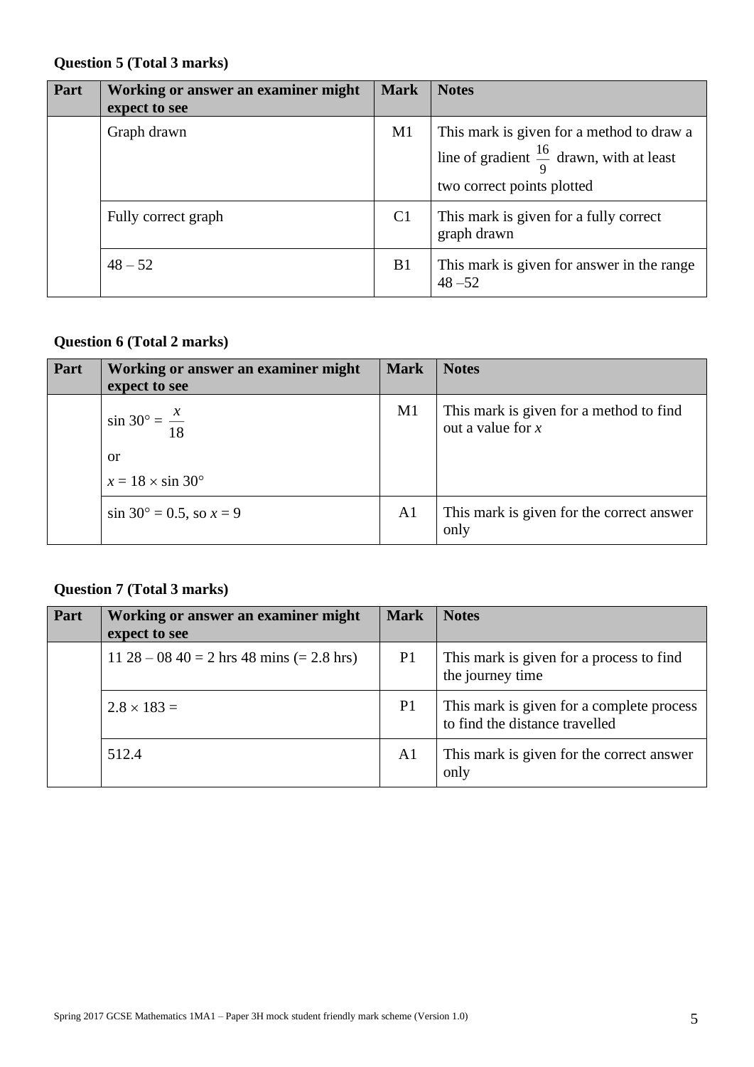**Question 5 (Total 3 marks)**

| Part | Working or answer an examiner might expect to see | Mark | Notes |
|---|---|---|---|
| | Graph drawn | M1 | This mark is given for a method to draw a line of gradient $\frac{16}{9}$ drawn, with at least two correct points plotted |
| | Fully correct graph | C1 | This mark is given for a fully correct graph drawn |
| | 48 – 52 | B1 | This mark is given for answer in the range 48 –52 |

**Question 6 (Total 2 marks)**

| Part | Working or answer an examiner might expect to see | Mark | Notes |
|---|---|---|---|
| | $\sin 30° = \frac{x}{18}$ or $x = 18 \times \sin 30°$ | M1 | This mark is given for a method to find out a value for $x$ |
| | $\sin 30° = 0.5$, so $x = 9$ | A1 | This mark is given for the correct answer only |

**Question 7 (Total 3 marks)**

| Part | Working or answer an examiner might expect to see | Mark | Notes |
|---|---|---|---|
| | 11 28 – 08 40 = 2 hrs 48 mins (= 2.8 hrs) | P1 | This mark is given for a process to find the journey time |
| | $2.8 \times 183 =$ | P1 | This mark is given for a complete process to find the distance travelled |
| | 512.4 | A1 | This mark is given for the correct answer only |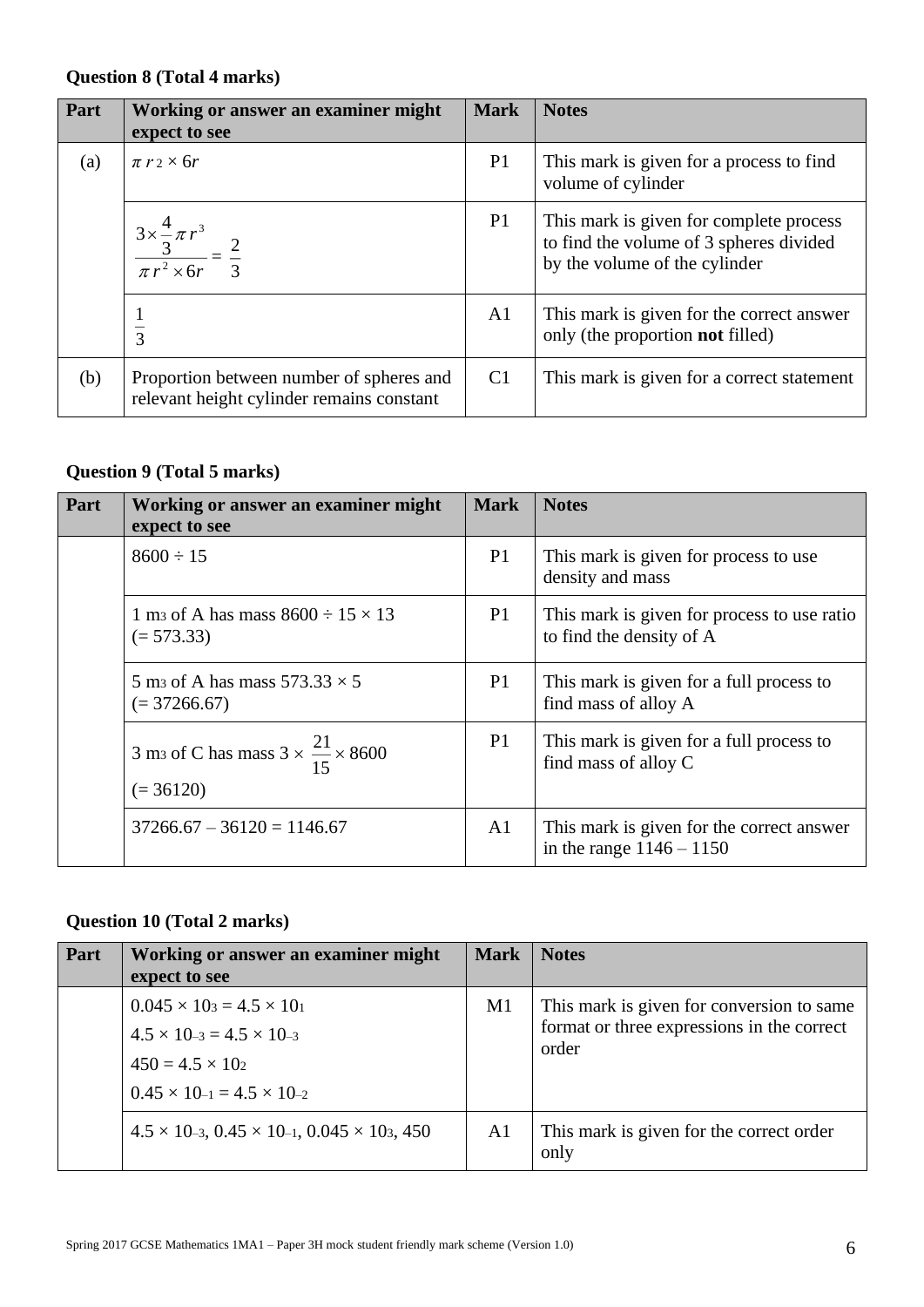**Question 8 (Total 4 marks)**

| Part | Working or answer an examiner might expect to see | Mark | Notes |
|---|---|---|---|
| (a) | $\pi r^2 \times 6r$ | P1 | This mark is given for a process to find volume of cylinder |
| | $\dfrac{3\times\frac{4}{3}\pi r^3}{\pi r^2 \times 6r} = \dfrac{2}{3}$ | P1 | This mark is given for complete process to find the volume of 3 spheres divided by the volume of the cylinder |
| | $\dfrac{1}{3}$ | A1 | This mark is given for the correct answer only (the proportion **not** filled) |
| (b) | Proportion between number of spheres and relevant height cylinder remains constant | C1 | This mark is given for a correct statement |

**Question 9 (Total 5 marks)**

| Part | Working or answer an examiner might expect to see | Mark | Notes |
|---|---|---|---|
| | $8600 \div 15$ | P1 | This mark is given for process to use density and mass |
| | 1 $m^3$ of A has mass $8600 \div 15 \times 13$ $(= 573.33)$ | P1 | This mark is given for process to use ratio to find the density of A |
| | 5 $m^3$ of A has mass $573.33 \times 5$ $(= 37266.67)$ | P1 | This mark is given for a full process to find mass of alloy A |
| | 3 $m^3$ of C has mass $3 \times \dfrac{21}{15} \times 8600$ $(= 36120)$ | P1 | This mark is given for a full process to find mass of alloy C |
| | $37266.67 - 36120 = 1146.67$ | A1 | This mark is given for the correct answer in the range 1146 – 1150 |

**Question 10 (Total 2 marks)**

| Part | Working or answer an examiner might expect to see | Mark | Notes |
|---|---|---|---|
| | $0.045 \times 10^3 = 4.5 \times 10^1$<br>$4.5 \times 10^{-3} = 4.5 \times 10^{-3}$<br>$450 = 4.5 \times 10^2$<br>$0.45 \times 10^{-1} = 4.5 \times 10^{-2}$ | M1 | This mark is given for conversion to same format or three expressions in the correct order |
| | $4.5 \times 10^{-3}$, $0.45 \times 10^{-1}$, $0.045 \times 10^3$, 450 | A1 | This mark is given for the correct order only |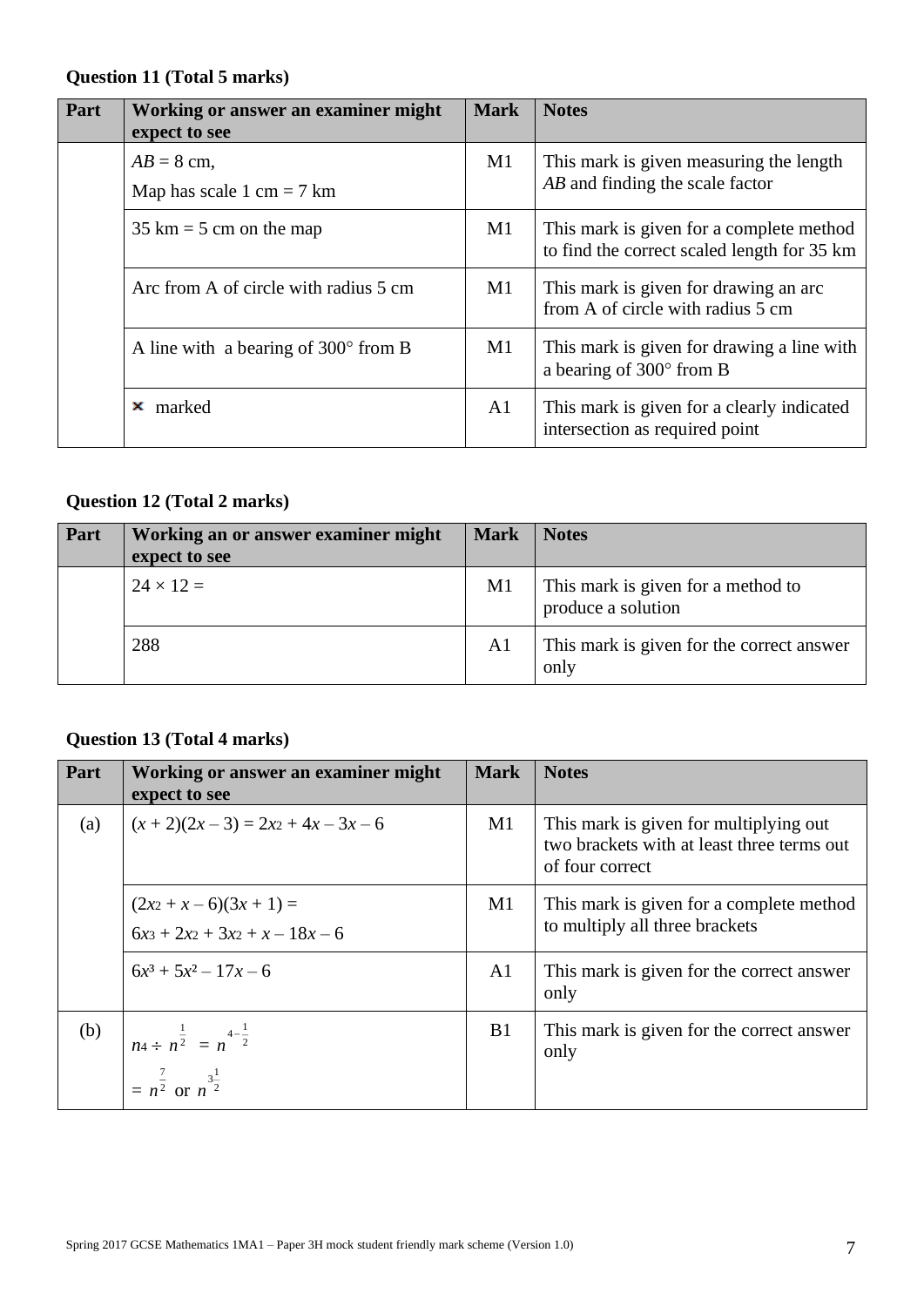**Question 11 (Total 5 marks)**

| Part | Working or answer an examiner might expect to see | Mark | Notes |
|---|---|---|---|
| | $AB$ = 8 cm, Map has scale 1 cm = 7 km | M1 | This mark is given measuring the length $AB$ and finding the scale factor |
| | 35 km = 5 cm on the map | M1 | This mark is given for a complete method to find the correct scaled length for 35 km |
| | Arc from A of circle with radius 5 cm | M1 | This mark is given for drawing an arc from A of circle with radius 5 cm |
| | A line with a bearing of 300° from B | M1 | This mark is given for drawing a line with a bearing of 300° from B |
| | × marked | A1 | This mark is given for a clearly indicated intersection as required point |

**Question 12 (Total 2 marks)**

| Part | Working an or answer examiner might expect to see | Mark | Notes |
|---|---|---|---|
| | $24 \times 12 =$ | M1 | This mark is given for a method to produce a solution |
| | 288 | A1 | This mark is given for the correct answer only |

**Question 13 (Total 4 marks)**

| Part | Working or answer an examiner might expect to see | Mark | Notes |
|---|---|---|---|
| (a) | $(x + 2)(2x - 3) = 2x^2 + 4x - 3x - 6$ | M1 | This mark is given for multiplying out two brackets with at least three terms out of four correct |
| | $(2x^2 + x - 6)(3x + 1) =$ $6x^3 + 2x^2 + 3x^2 + x - 18x - 6$ | M1 | This mark is given for a complete method to multiply all three brackets |
| | $6x^3 + 5x^2 - 17x - 6$ | A1 | This mark is given for the correct answer only |
| (b) | $n^4 \div n^{\frac{1}{2}} = n^{4-\frac{1}{2}}$ $= n^{\frac{7}{2}}$ or $n^{3\frac{1}{2}}$ | B1 | This mark is given for the correct answer only |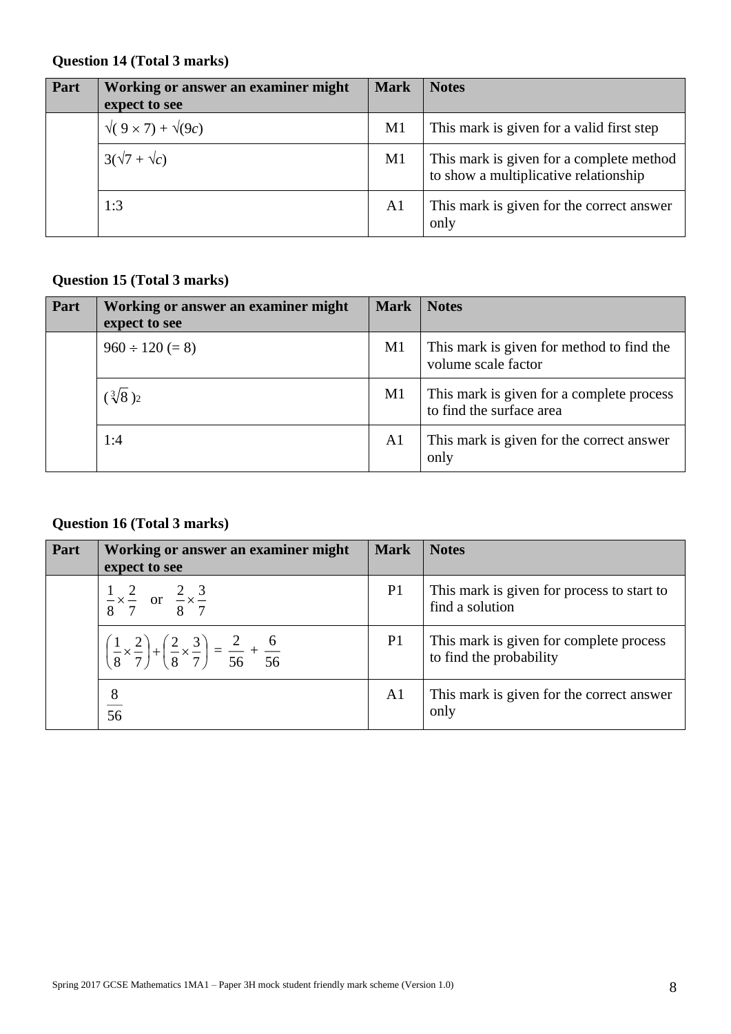**Question 14 (Total 3 marks)**

| Part | Working or answer an examiner might expect to see | Mark | Notes |
|---|---|---|---|
| | $\sqrt{(9 \times 7)} + \sqrt{(9c)}$ | M1 | This mark is given for a valid first step |
| | $3(\sqrt{7} + \sqrt{c})$ | M1 | This mark is given for a complete method to show a multiplicative relationship |
| | 1:3 | A1 | This mark is given for the correct answer only |

**Question 15 (Total 3 marks)**

| Part | Working or answer an examiner might expect to see | Mark | Notes |
|---|---|---|---|
| | $960 \div 120$ (= 8) | M1 | This mark is given for method to find the volume scale factor |
| | $(\sqrt[3]{8})^2$ | M1 | This mark is given for a complete process to find the surface area |
| | 1:4 | A1 | This mark is given for the correct answer only |

**Question 16 (Total 3 marks)**

| Part | Working or answer an examiner might expect to see | Mark | Notes |
|---|---|---|---|
| | $\frac{1}{8} \times \frac{2}{7}$ or $\frac{2}{8} \times \frac{3}{7}$ | P1 | This mark is given for process to start to find a solution |
| | $\left(\frac{1}{8} \times \frac{2}{7}\right) + \left(\frac{2}{8} \times \frac{3}{7}\right) = \frac{2}{56} + \frac{6}{56}$ | P1 | This mark is given for complete process to find the probability |
| | $\frac{8}{56}$ | A1 | This mark is given for the correct answer only |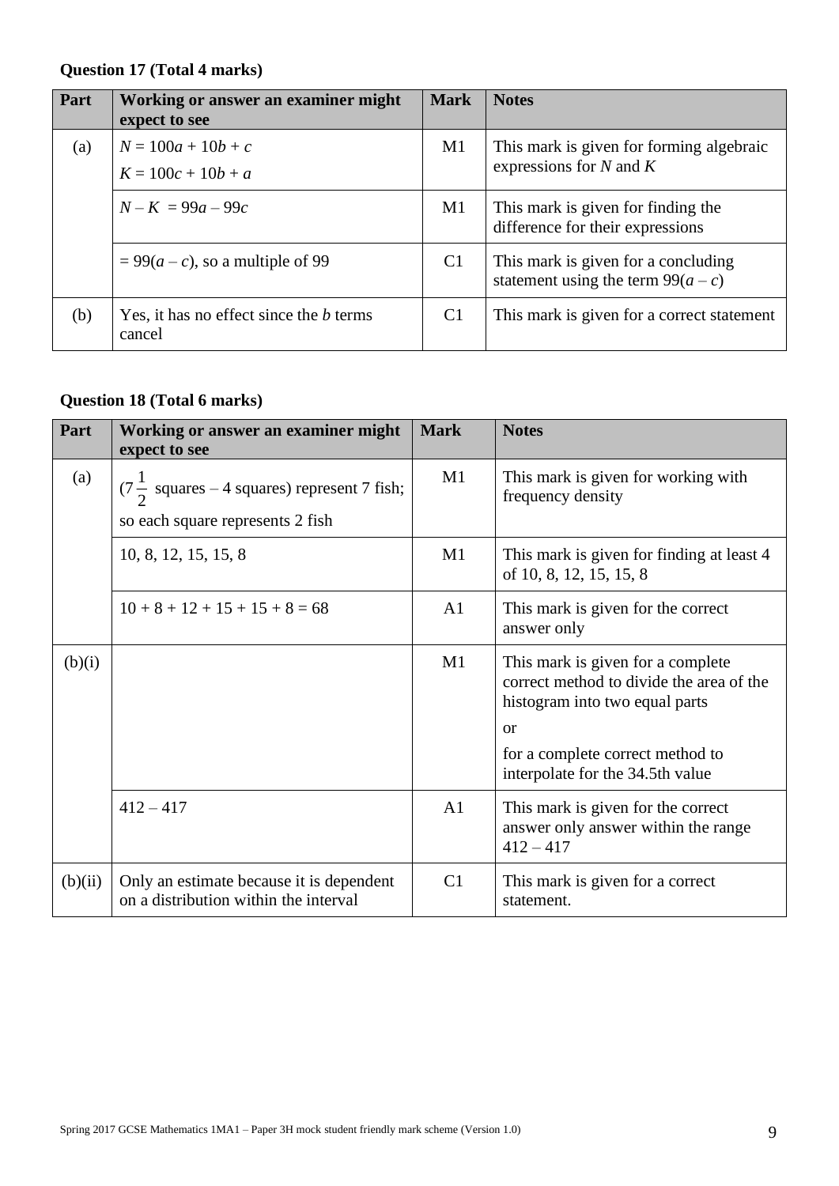**Question 17 (Total 4 marks)**

| Part | Working or answer an examiner might expect to see | Mark | Notes |
|---|---|---|---|
| (a) | $N = 100a + 10b + c$<br>$K = 100c + 10b + a$ | M1 | This mark is given for forming algebraic expressions for $N$ and $K$ |
| | $N - K = 99a - 99c$ | M1 | This mark is given for finding the difference for their expressions |
| | $= 99(a - c)$, so a multiple of 99 | C1 | This mark is given for a concluding statement using the term $99(a - c)$ |
| (b) | Yes, it has no effect since the $b$ terms cancel | C1 | This mark is given for a correct statement |

**Question 18 (Total 6 marks)**

| Part | Working or answer an examiner might expect to see | Mark | Notes |
|---|---|---|---|
| (a) | ($7\frac{1}{2}$ squares – 4 squares) represent 7 fish; so each square represents 2 fish | M1 | This mark is given for working with frequency density |
| | 10, 8, 12, 15, 15, 8 | M1 | This mark is given for finding at least 4 of 10, 8, 12, 15, 15, 8 |
| | 10 + 8 + 12 + 15 + 15 + 8 = 68 | A1 | This mark is given for the correct answer only |
| (b)(i) | | M1 | This mark is given for a complete correct method to divide the area of the histogram into two equal parts<br>or<br>for a complete correct method to interpolate for the 34.5th value |
| | 412 – 417 | A1 | This mark is given for the correct answer only answer within the range 412 – 417 |
| (b)(ii) | Only an estimate because it is dependent on a distribution within the interval | C1 | This mark is given for a correct statement. |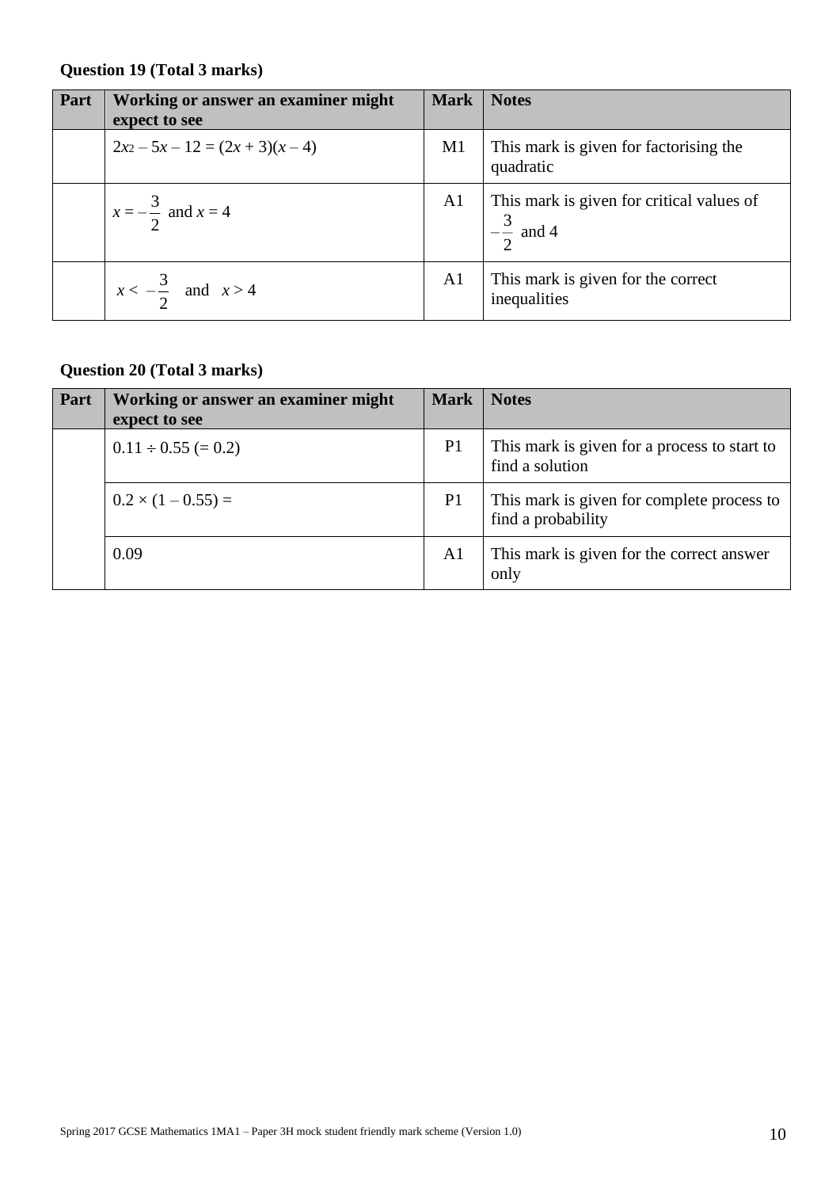**Question 19 (Total 3 marks)**

| Part | Working or answer an examiner might expect to see | Mark | Notes |
|---|---|---|---|
| | $2x^2 - 5x - 12 = (2x + 3)(x - 4)$ | M1 | This mark is given for factorising the quadratic |
| | $x = -\frac{3}{2}$ and $x = 4$ | A1 | This mark is given for critical values of $-\frac{3}{2}$ and 4 |
| | $x < -\frac{3}{2}$ and $x > 4$ | A1 | This mark is given for the correct inequalities |

**Question 20 (Total 3 marks)**

| Part | Working or answer an examiner might expect to see | Mark | Notes |
|---|---|---|---|
| | $0.11 \div 0.55$ $(= 0.2)$ | P1 | This mark is given for a process to start to find a solution |
| | $0.2 \times (1 - 0.55) =$ | P1 | This mark is given for complete process to find a probability |
| | 0.09 | A1 | This mark is given for the correct answer only |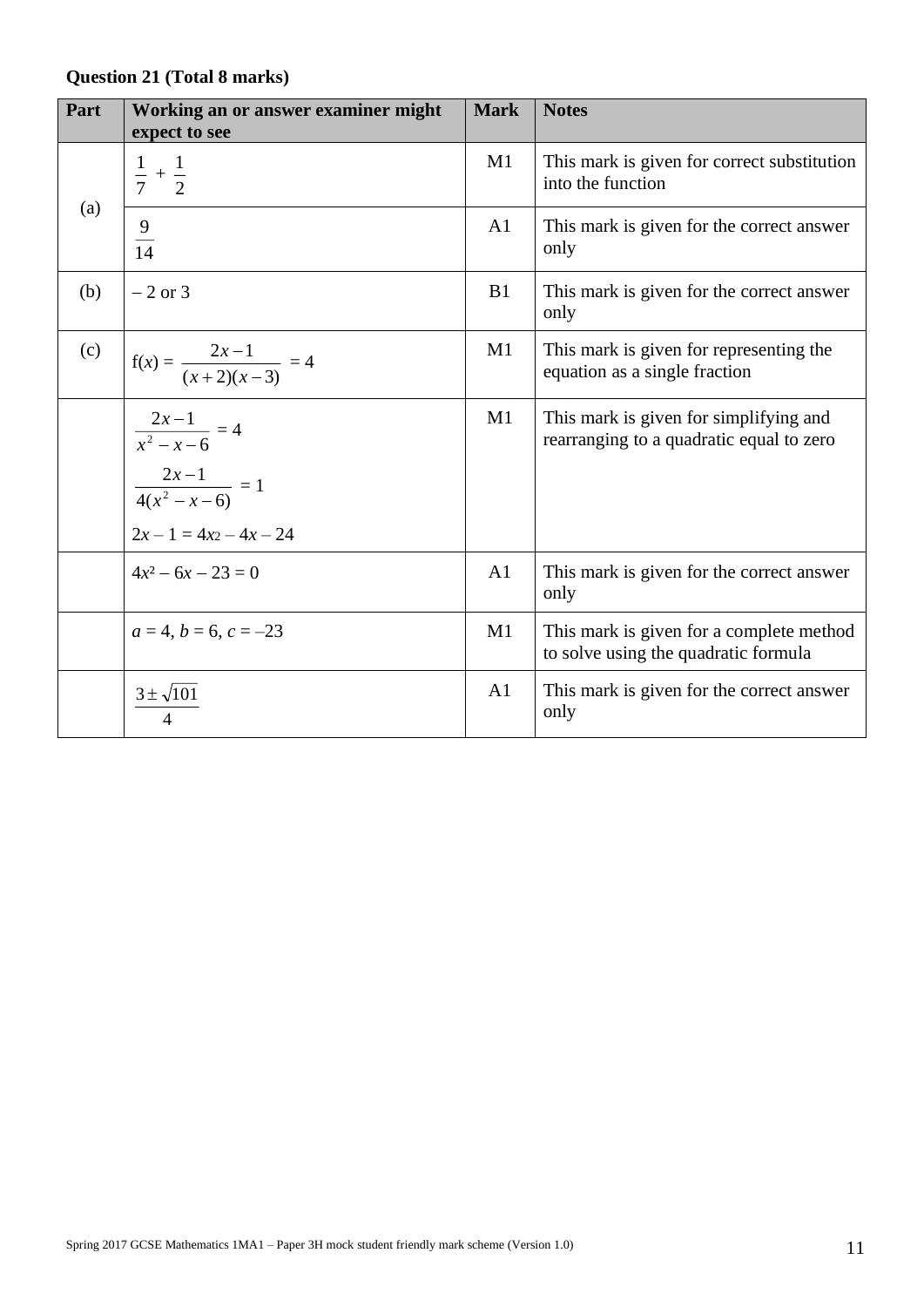**Question 21 (Total 8 marks)**

| Part | Working an or answer examiner might expect to see | Mark | Notes |
|---|---|---|---|
| (a) | $\frac{1}{7} + \frac{1}{2}$ | M1 | This mark is given for correct substitution into the function |
| | $\frac{9}{14}$ | A1 | This mark is given for the correct answer only |
| (b) | $-2$ or $3$ | B1 | This mark is given for the correct answer only |
| (c) | $f(x) = \frac{2x-1}{(x+2)(x-3)} = 4$ | M1 | This mark is given for representing the equation as a single fraction |
| | $\frac{2x-1}{x^2-x-6} = 4$<br>$\frac{2x-1}{4(x^2-x-6)} = 1$<br>$2x - 1 = 4x2 - 4x - 24$ | M1 | This mark is given for simplifying and rearranging to a quadratic equal to zero |
| | $4x^2 - 6x - 23 = 0$ | A1 | This mark is given for the correct answer only |
| | $a = 4$, $b = 6$, $c = -23$ | M1 | This mark is given for a complete method to solve using the quadratic formula |
| | $\frac{3 \pm \sqrt{101}}{4}$ | A1 | This mark is given for the correct answer only |